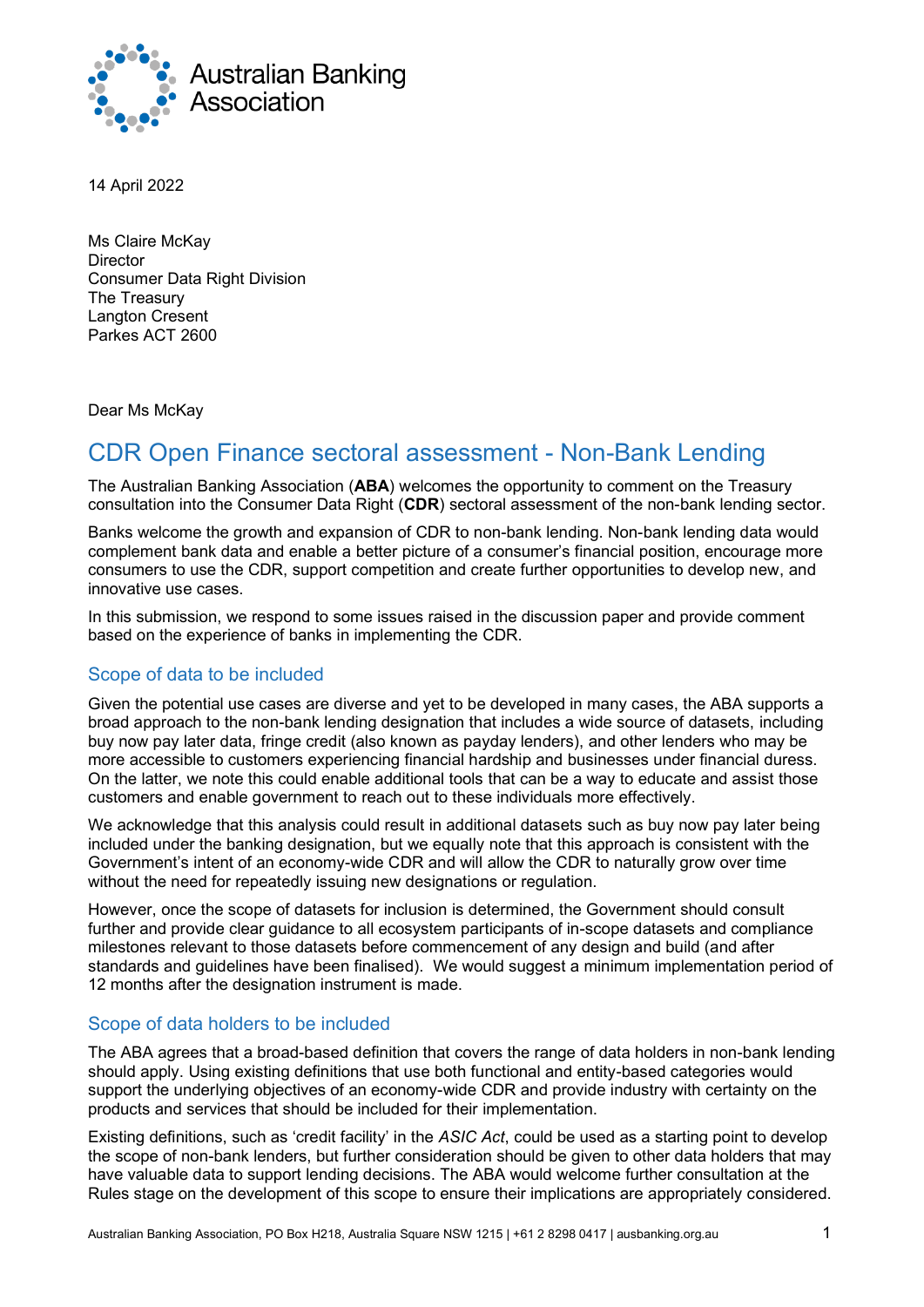Australian Banking Association

14 April 2022

Ms Claire McKay
Director
Consumer Data Right Division
The Treasury
Langton Cresent
Parkes ACT 2600

Dear Ms McKay

# CDR Open Finance sectoral assessment - Non-Bank Lending

The Australian Banking Association (**ABA**) welcomes the opportunity to comment on the Treasury consultation into the Consumer Data Right (**CDR**) sectoral assessment of the non-bank lending sector.

Banks welcome the growth and expansion of CDR to non-bank lending. Non-bank lending data would complement bank data and enable a better picture of a consumer's financial position, encourage more consumers to use the CDR, support competition and create further opportunities to develop new, and innovative use cases.

In this submission, we respond to some issues raised in the discussion paper and provide comment based on the experience of banks in implementing the CDR.

## Scope of data to be included

Given the potential use cases are diverse and yet to be developed in many cases, the ABA supports a broad approach to the non-bank lending designation that includes a wide source of datasets, including buy now pay later data, fringe credit (also known as payday lenders), and other lenders who may be more accessible to customers experiencing financial hardship and businesses under financial duress. On the latter, we note this could enable additional tools that can be a way to educate and assist those customers and enable government to reach out to these individuals more effectively.

We acknowledge that this analysis could result in additional datasets such as buy now pay later being included under the banking designation, but we equally note that this approach is consistent with the Government's intent of an economy-wide CDR and will allow the CDR to naturally grow over time without the need for repeatedly issuing new designations or regulation.

However, once the scope of datasets for inclusion is determined, the Government should consult further and provide clear guidance to all ecosystem participants of in-scope datasets and compliance milestones relevant to those datasets before commencement of any design and build (and after standards and guidelines have been finalised). We would suggest a minimum implementation period of 12 months after the designation instrument is made.

## Scope of data holders to be included

The ABA agrees that a broad-based definition that covers the range of data holders in non-bank lending should apply. Using existing definitions that use both functional and entity-based categories would support the underlying objectives of an economy-wide CDR and provide industry with certainty on the products and services that should be included for their implementation.

Existing definitions, such as 'credit facility' in the *ASIC Act*, could be used as a starting point to develop the scope of non-bank lenders, but further consideration should be given to other data holders that may have valuable data to support lending decisions. The ABA would welcome further consultation at the Rules stage on the development of this scope to ensure their implications are appropriately considered.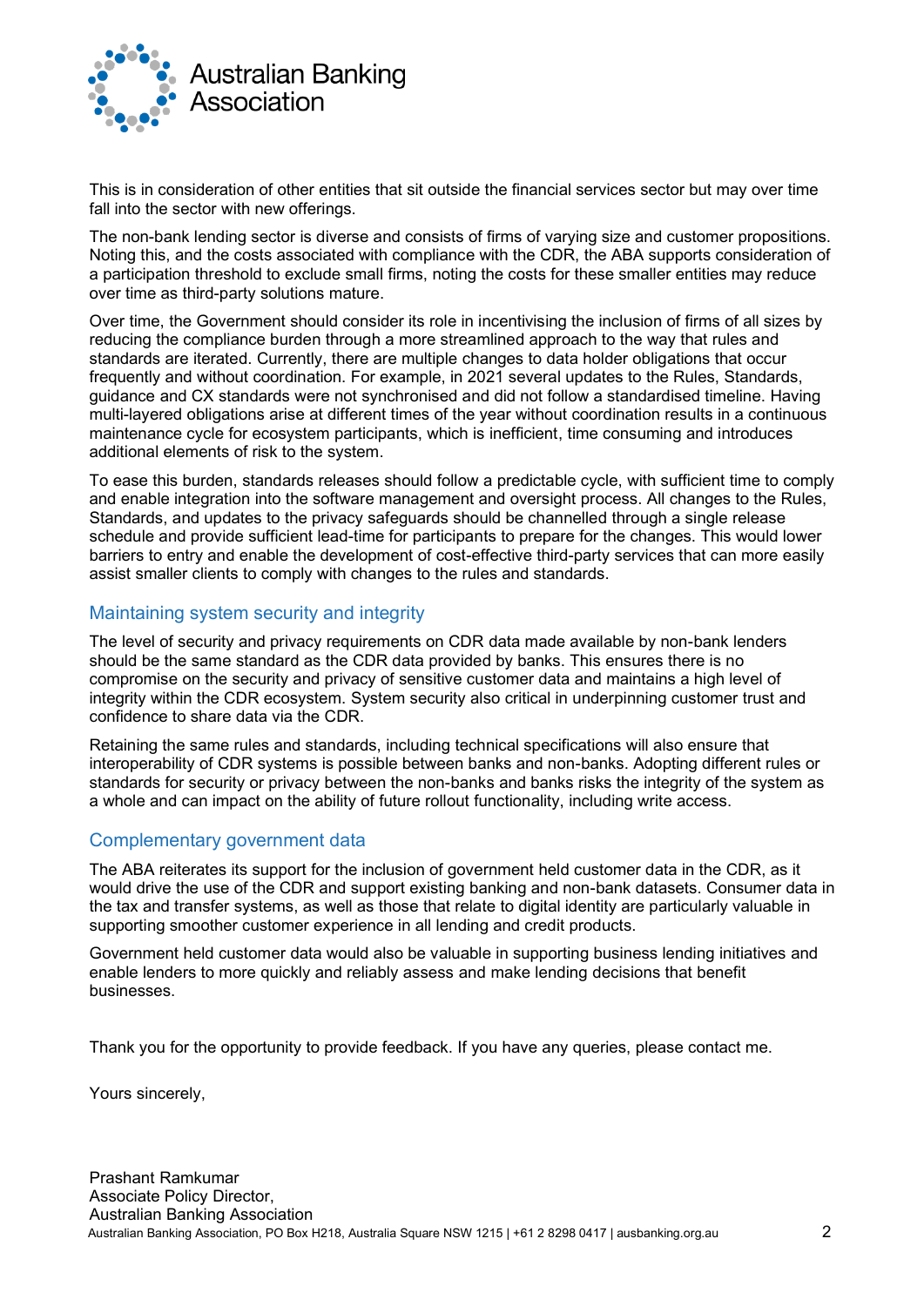This is in consideration of other entities that sit outside the financial services sector but may over time fall into the sector with new offerings.

The non-bank lending sector is diverse and consists of firms of varying size and customer propositions. Noting this, and the costs associated with compliance with the CDR, the ABA supports consideration of a participation threshold to exclude small firms, noting the costs for these smaller entities may reduce over time as third-party solutions mature.

Over time, the Government should consider its role in incentivising the inclusion of firms of all sizes by reducing the compliance burden through a more streamlined approach to the way that rules and standards are iterated. Currently, there are multiple changes to data holder obligations that occur frequently and without coordination. For example, in 2021 several updates to the Rules, Standards, guidance and CX standards were not synchronised and did not follow a standardised timeline. Having multi-layered obligations arise at different times of the year without coordination results in a continuous maintenance cycle for ecosystem participants, which is inefficient, time consuming and introduces additional elements of risk to the system.

To ease this burden, standards releases should follow a predictable cycle, with sufficient time to comply and enable integration into the software management and oversight process. All changes to the Rules, Standards, and updates to the privacy safeguards should be channelled through a single release schedule and provide sufficient lead-time for participants to prepare for the changes. This would lower barriers to entry and enable the development of cost-effective third-party services that can more easily assist smaller clients to comply with changes to the rules and standards.

## Maintaining system security and integrity

The level of security and privacy requirements on CDR data made available by non-bank lenders should be the same standard as the CDR data provided by banks. This ensures there is no compromise on the security and privacy of sensitive customer data and maintains a high level of integrity within the CDR ecosystem. System security also critical in underpinning customer trust and confidence to share data via the CDR.

Retaining the same rules and standards, including technical specifications will also ensure that interoperability of CDR systems is possible between banks and non-banks. Adopting different rules or standards for security or privacy between the non-banks and banks risks the integrity of the system as a whole and can impact on the ability of future rollout functionality, including write access.

## Complementary government data

The ABA reiterates its support for the inclusion of government held customer data in the CDR, as it would drive the use of the CDR and support existing banking and non-bank datasets. Consumer data in the tax and transfer systems, as well as those that relate to digital identity are particularly valuable in supporting smoother customer experience in all lending and credit products.

Government held customer data would also be valuable in supporting business lending initiatives and enable lenders to more quickly and reliably assess and make lending decisions that benefit businesses.

Thank you for the opportunity to provide feedback. If you have any queries, please contact me.

Yours sincerely,

Prashant Ramkumar
Associate Policy Director,
Australian Banking Association